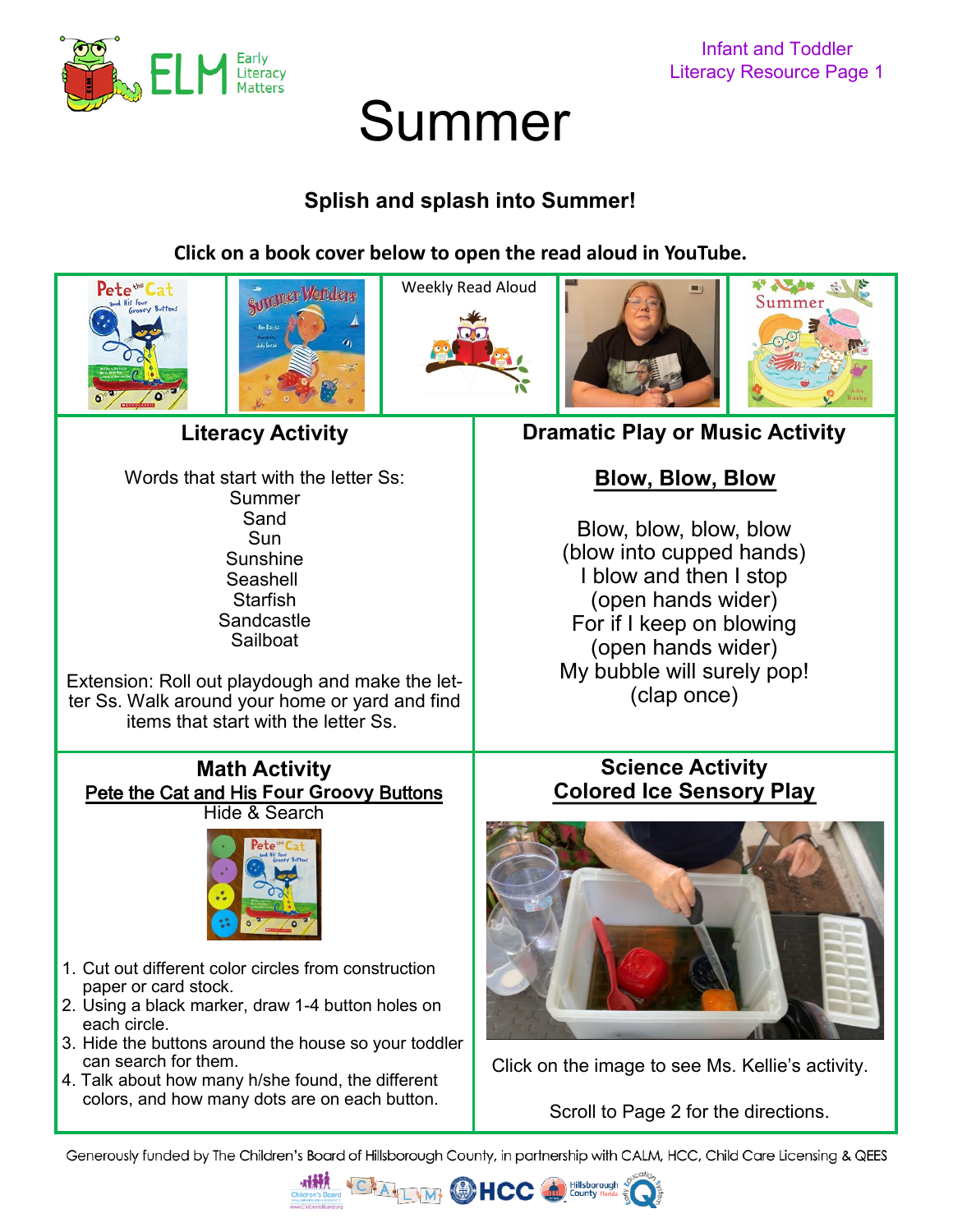Infant and Toddler
Literacy Resource Page 1

# Summer

**Splish and splash into Summer!**

**Click on a book cover below to open the read aloud in YouTube.**

Weekly Read Aloud

## Literacy Activity

Words that start with the letter Ss:

Summer
Sand
Sun
Sunshine
Seashell
Starfish
Sandcastle
Sailboat

Extension: Roll out playdough and make the letter Ss. Walk around your home or yard and find items that start with the letter Ss.

## Dramatic Play or Music Activity

**Blow, Blow, Blow**

Blow, blow, blow, blow
(blow into cupped hands)
I blow and then I stop
(open hands wider)
For if I keep on blowing
(open hands wider)
My bubble will surely pop!
(clap once)

## Math Activity

**Pete the Cat and His Four Groovy Buttons**

Hide & Search

1. Cut out different color circles from construction paper or card stock.
2. Using a black marker, draw 1-4 button holes on each circle.
3. Hide the buttons around the house so your toddler can search for them.
4. Talk about how many h/she found, the different colors, and how many dots are on each button.

## Science Activity

**Colored Ice Sensory Play**

Click on the image to see Ms. Kellie's activity.

Scroll to Page 2 for the directions.

Generously funded by The Children's Board of Hillsborough County, in partnership with CALM, HCC, Child Care Licensing & QEES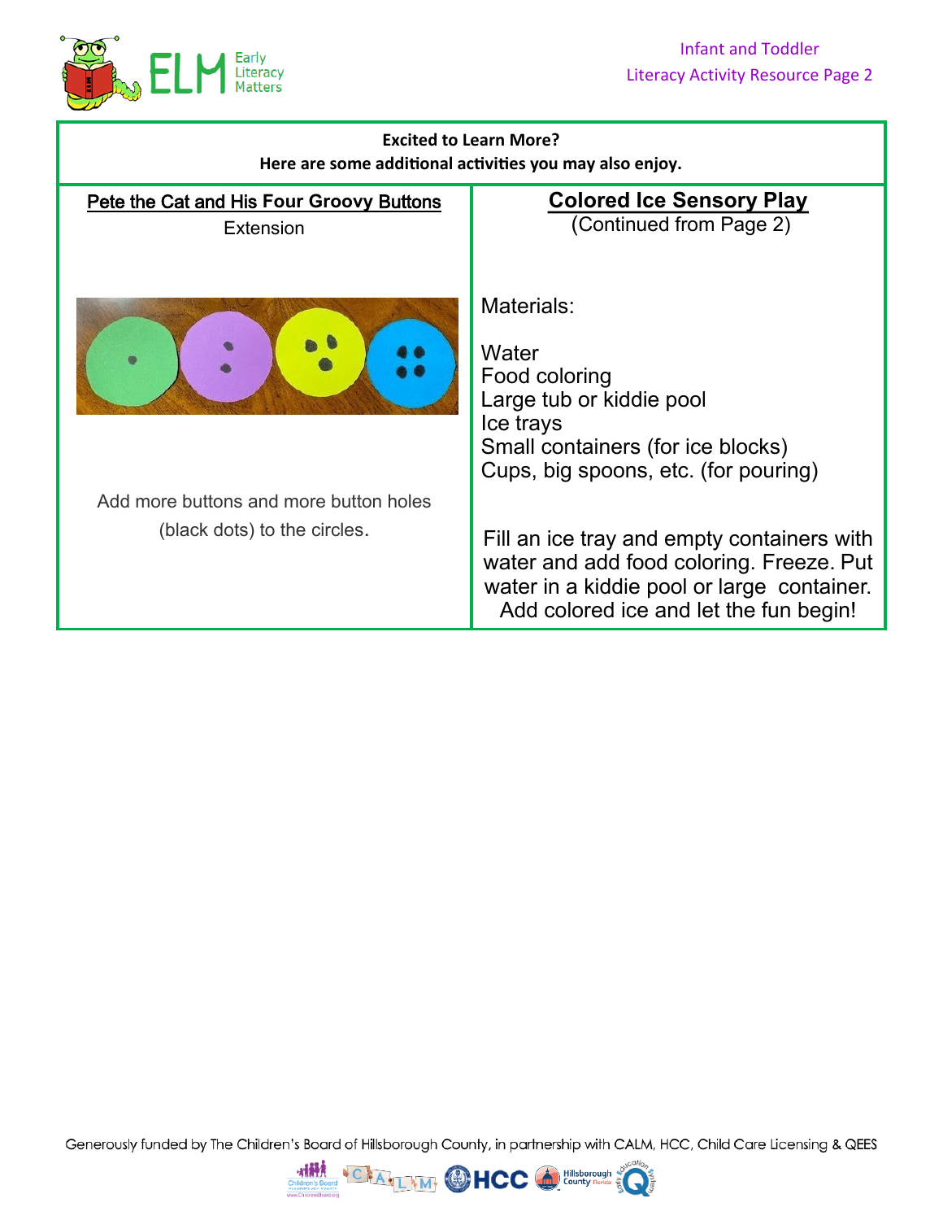**Excited to Learn More?**
**Here are some additional activities you may also enjoy.**

## Pete the Cat and His Four Groovy Buttons

Extension

Add more buttons and more button holes (black dots) to the circles.

## Colored Ice Sensory Play

(Continued from Page 2)

Materials:

Water
Food coloring
Large tub or kiddie pool
Ice trays
Small containers (for ice blocks)
Cups, big spoons, etc. (for pouring)

Fill an ice tray and empty containers with water and add food coloring. Freeze. Put water in a kiddie pool or large container. Add colored ice and let the fun begin!